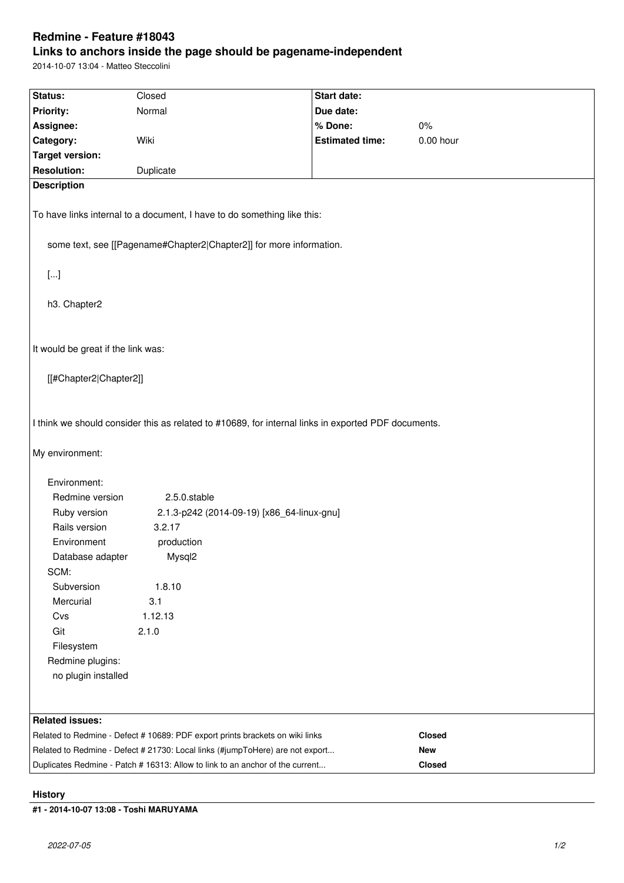# Redmine - Feature #18043

## Links to anchors inside the page should be pagename-independent

2014-10-07 13:04 - Matteo Steccolini

| Status: | Closed | Start date: | |
|---|---|---|---|
| Priority: | Normal | Due date: | |
| Assignee: | | % Done: | 0% |
| Category: | Wiki | Estimated time: | 0.00 hour |
| Target version: | | | |
| Resolution: | Duplicate | | |

**Description**

To have links internal to a document, I have to do something like this:

```
some text, see [[Pagename#Chapter2|Chapter2]] for more information.

[...]

h3. Chapter2
```

It would be great if the link was:

```
[[#Chapter2|Chapter2]]
```

I think we should consider this as related to #10689, for internal links in exported PDF documents.

My environment:

```
Environment:
  Redmine version          2.5.0.stable
  Ruby version             2.1.3-p242 (2014-09-19) [x86_64-linux-gnu]
  Rails version            3.2.17
  Environment              production
  Database adapter         Mysql2
SCM:
  Subversion               1.8.10
  Mercurial                3.1
  Cvs                      1.12.13
  Git                      2.1.0
  Filesystem
Redmine plugins:
  no plugin installed
```

**Related issues:**

| | |
|---|---|
| Related to Redmine - Defect # 10689: PDF export prints brackets on wiki links | Closed |
| Related to Redmine - Defect # 21730: Local links (#jumpToHere) are not export... | New |
| Duplicates Redmine - Patch # 16313: Allow to link to an anchor of the current... | Closed |

## History

**#1 - 2014-10-07 13:08 - Toshi MARUYAMA**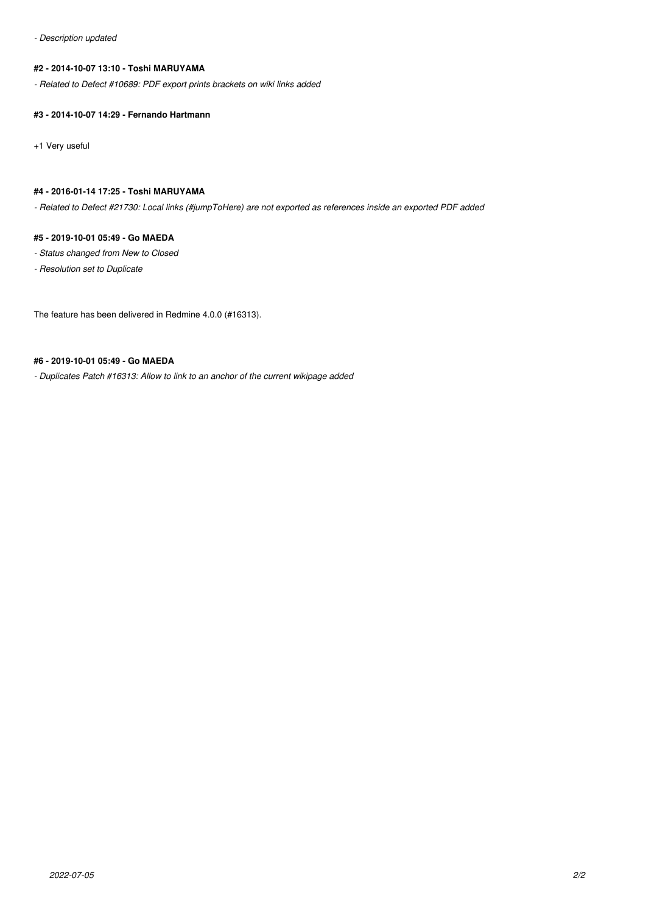*- Description updated*

#### #2 - 2014-10-07 13:10 - Toshi MARUYAMA

*- Related to Defect #10689: PDF export prints brackets on wiki links added*

#### #3 - 2014-10-07 14:29 - Fernando Hartmann

+1 Very useful

#### #4 - 2016-01-14 17:25 - Toshi MARUYAMA

*- Related to Defect #21730: Local links (#jumpToHere) are not exported as references inside an exported PDF added*

#### #5 - 2019-10-01 05:49 - Go MAEDA

*- Status changed from New to Closed*

*- Resolution set to Duplicate*

The feature has been delivered in Redmine 4.0.0 (#16313).

#### #6 - 2019-10-01 05:49 - Go MAEDA

*- Duplicates Patch #16313: Allow to link to an anchor of the current wikipage added*